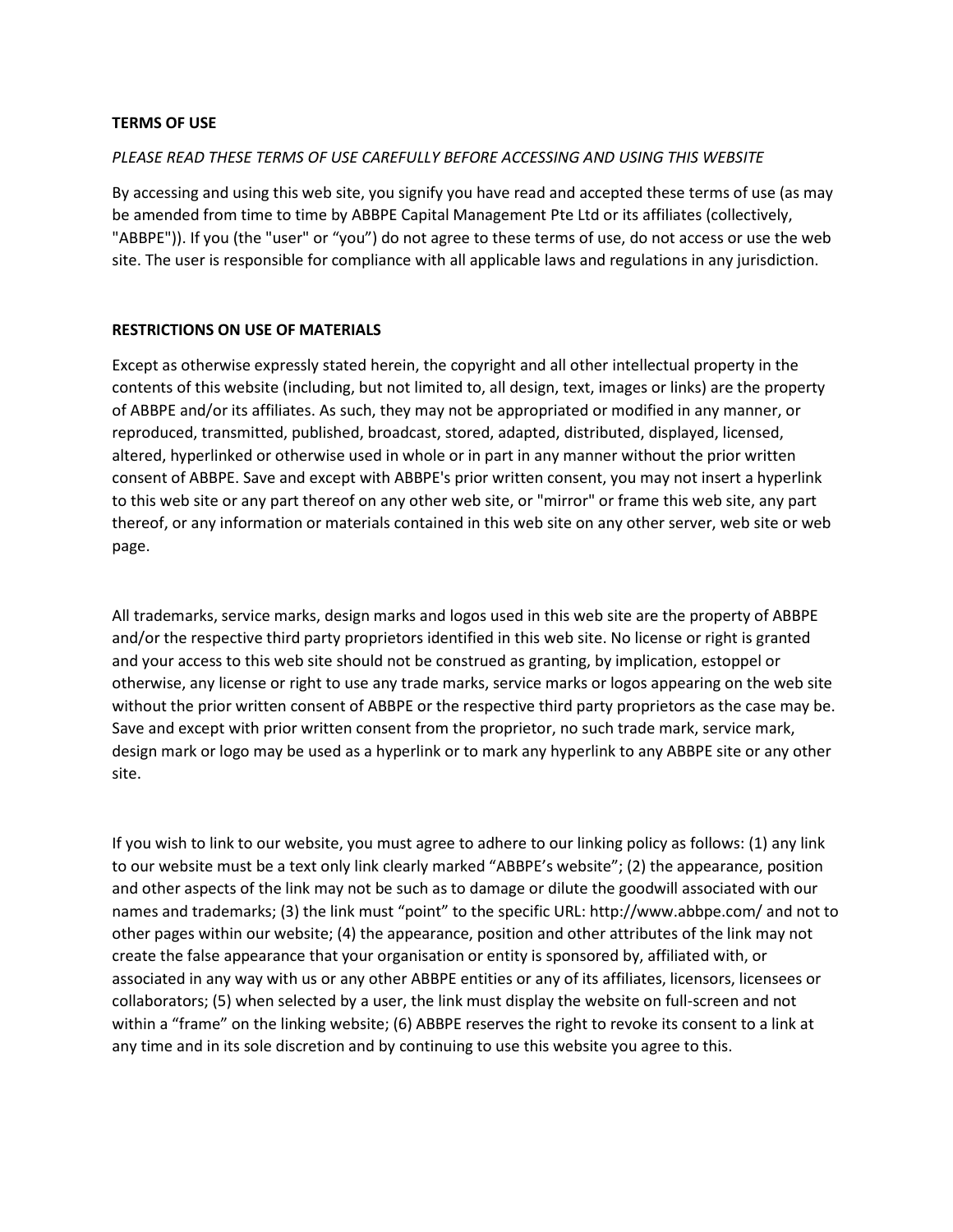**TERMS OF USE**

*PLEASE READ THESE TERMS OF USE CAREFULLY BEFORE ACCESSING AND USING THIS WEBSITE*

By accessing and using this web site, you signify you have read and accepted these terms of use (as may be amended from time to time by ABBPE Capital Management Pte Ltd or its affiliates (collectively, "ABBPE")). If you (the "user" or "you") do not agree to these terms of use, do not access or use the web site. The user is responsible for compliance with all applicable laws and regulations in any jurisdiction.

**RESTRICTIONS ON USE OF MATERIALS**

Except as otherwise expressly stated herein, the copyright and all other intellectual property in the contents of this website (including, but not limited to, all design, text, images or links) are the property of ABBPE and/or its affiliates. As such, they may not be appropriated or modified in any manner, or reproduced, transmitted, published, broadcast, stored, adapted, distributed, displayed, licensed, altered, hyperlinked or otherwise used in whole or in part in any manner without the prior written consent of ABBPE. Save and except with ABBPE's prior written consent, you may not insert a hyperlink to this web site or any part thereof on any other web site, or "mirror" or frame this web site, any part thereof, or any information or materials contained in this web site on any other server, web site or web page.

All trademarks, service marks, design marks and logos used in this web site are the property of ABBPE and/or the respective third party proprietors identified in this web site. No license or right is granted and your access to this web site should not be construed as granting, by implication, estoppel or otherwise, any license or right to use any trade marks, service marks or logos appearing on the web site without the prior written consent of ABBPE or the respective third party proprietors as the case may be. Save and except with prior written consent from the proprietor, no such trade mark, service mark, design mark or logo may be used as a hyperlink or to mark any hyperlink to any ABBPE site or any other site.

If you wish to link to our website, you must agree to adhere to our linking policy as follows: (1) any link to our website must be a text only link clearly marked “ABBPE’s website”; (2) the appearance, position and other aspects of the link may not be such as to damage or dilute the goodwill associated with our names and trademarks; (3) the link must “point” to the specific URL: http://www.abbpe.com/ and not to other pages within our website; (4) the appearance, position and other attributes of the link may not create the false appearance that your organisation or entity is sponsored by, affiliated with, or associated in any way with us or any other ABBPE entities or any of its affiliates, licensors, licensees or collaborators; (5) when selected by a user, the link must display the website on full-screen and not within a “frame” on the linking website; (6) ABBPE reserves the right to revoke its consent to a link at any time and in its sole discretion and by continuing to use this website you agree to this.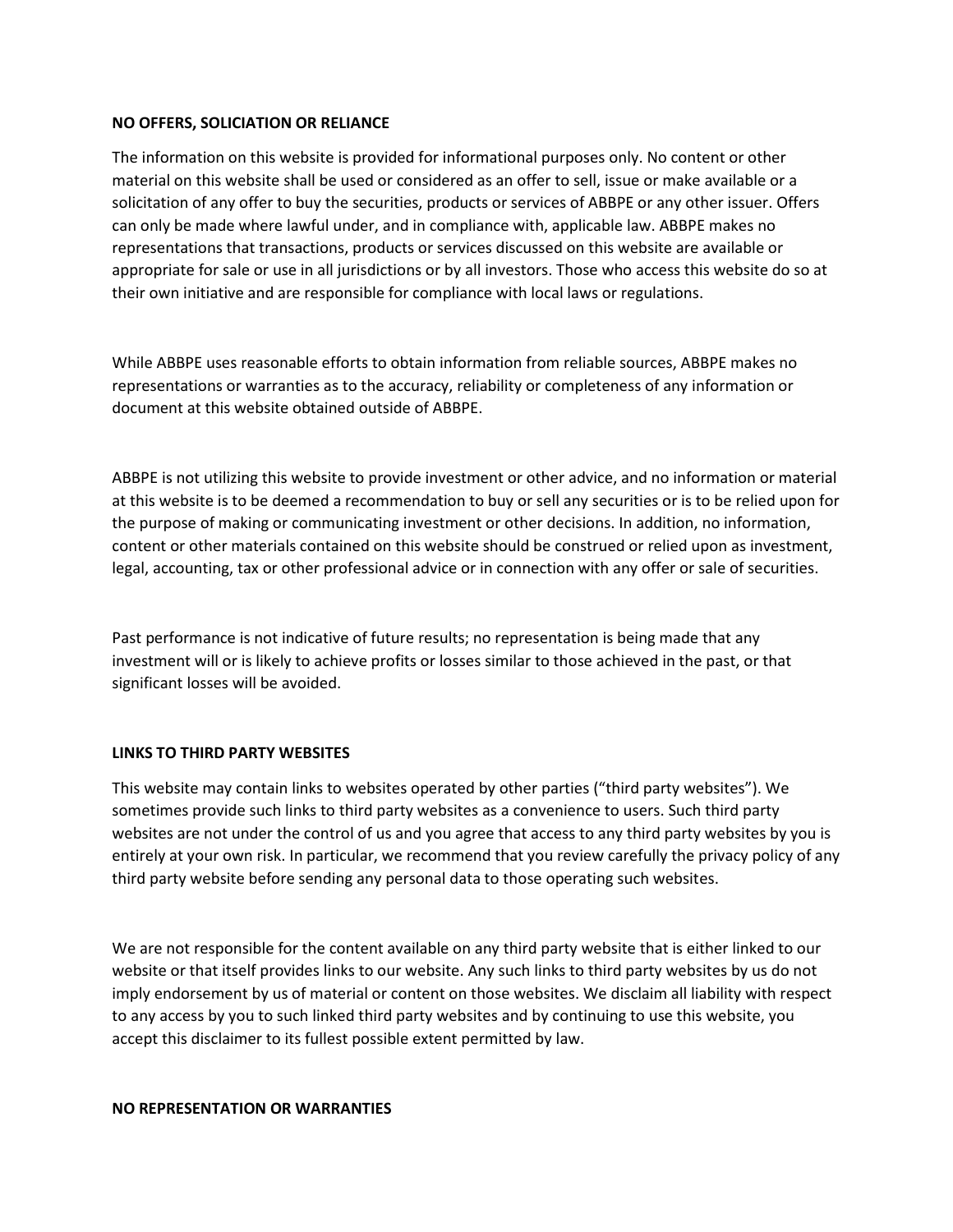**NO OFFERS, SOLICIATION OR RELIANCE**

The information on this website is provided for informational purposes only. No content or other material on this website shall be used or considered as an offer to sell, issue or make available or a solicitation of any offer to buy the securities, products or services of ABBPE or any other issuer. Offers can only be made where lawful under, and in compliance with, applicable law. ABBPE makes no representations that transactions, products or services discussed on this website are available or appropriate for sale or use in all jurisdictions or by all investors. Those who access this website do so at their own initiative and are responsible for compliance with local laws or regulations.

While ABBPE uses reasonable efforts to obtain information from reliable sources, ABBPE makes no representations or warranties as to the accuracy, reliability or completeness of any information or document at this website obtained outside of ABBPE.

ABBPE is not utilizing this website to provide investment or other advice, and no information or material at this website is to be deemed a recommendation to buy or sell any securities or is to be relied upon for the purpose of making or communicating investment or other decisions. In addition, no information, content or other materials contained on this website should be construed or relied upon as investment, legal, accounting, tax or other professional advice or in connection with any offer or sale of securities.

Past performance is not indicative of future results; no representation is being made that any investment will or is likely to achieve profits or losses similar to those achieved in the past, or that significant losses will be avoided.

**LINKS TO THIRD PARTY WEBSITES**

This website may contain links to websites operated by other parties ("third party websites"). We sometimes provide such links to third party websites as a convenience to users. Such third party websites are not under the control of us and you agree that access to any third party websites by you is entirely at your own risk. In particular, we recommend that you review carefully the privacy policy of any third party website before sending any personal data to those operating such websites.

We are not responsible for the content available on any third party website that is either linked to our website or that itself provides links to our website. Any such links to third party websites by us do not imply endorsement by us of material or content on those websites. We disclaim all liability with respect to any access by you to such linked third party websites and by continuing to use this website, you accept this disclaimer to its fullest possible extent permitted by law.

**NO REPRESENTATION OR WARRANTIES**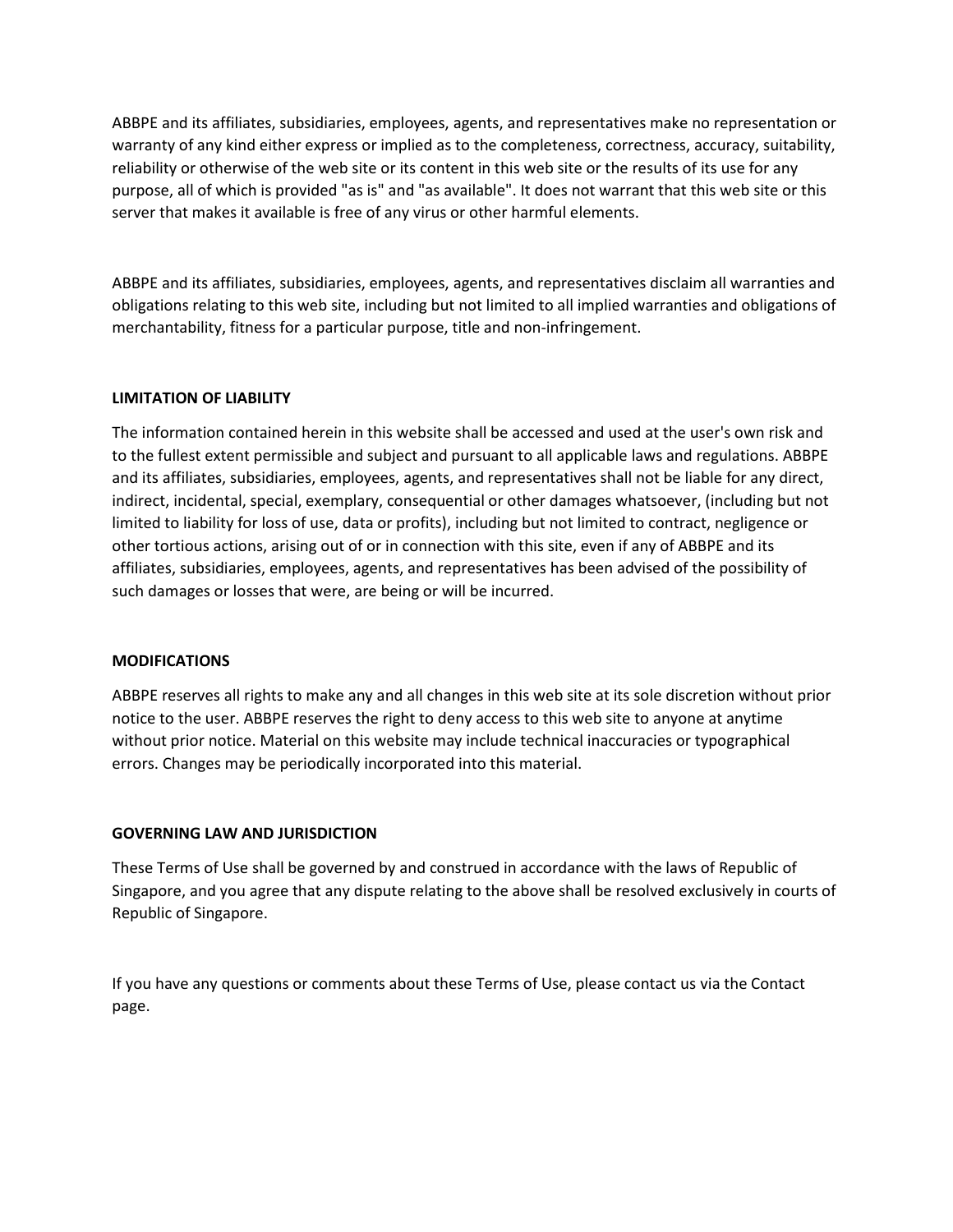ABBPE and its affiliates, subsidiaries, employees, agents, and representatives make no representation or warranty of any kind either express or implied as to the completeness, correctness, accuracy, suitability, reliability or otherwise of the web site or its content in this web site or the results of its use for any purpose, all of which is provided "as is" and "as available". It does not warrant that this web site or this server that makes it available is free of any virus or other harmful elements.

ABBPE and its affiliates, subsidiaries, employees, agents, and representatives disclaim all warranties and obligations relating to this web site, including but not limited to all implied warranties and obligations of merchantability, fitness for a particular purpose, title and non-infringement.

**LIMITATION OF LIABILITY**

The information contained herein in this website shall be accessed and used at the user's own risk and to the fullest extent permissible and subject and pursuant to all applicable laws and regulations. ABBPE and its affiliates, subsidiaries, employees, agents, and representatives shall not be liable for any direct, indirect, incidental, special, exemplary, consequential or other damages whatsoever, (including but not limited to liability for loss of use, data or profits), including but not limited to contract, negligence or other tortious actions, arising out of or in connection with this site, even if any of ABBPE and its affiliates, subsidiaries, employees, agents, and representatives has been advised of the possibility of such damages or losses that were, are being or will be incurred.

**MODIFICATIONS**

ABBPE reserves all rights to make any and all changes in this web site at its sole discretion without prior notice to the user. ABBPE reserves the right to deny access to this web site to anyone at anytime without prior notice. Material on this website may include technical inaccuracies or typographical errors. Changes may be periodically incorporated into this material.

**GOVERNING LAW AND JURISDICTION**

These Terms of Use shall be governed by and construed in accordance with the laws of Republic of Singapore, and you agree that any dispute relating to the above shall be resolved exclusively in courts of Republic of Singapore.

If you have any questions or comments about these Terms of Use, please contact us via the Contact page.